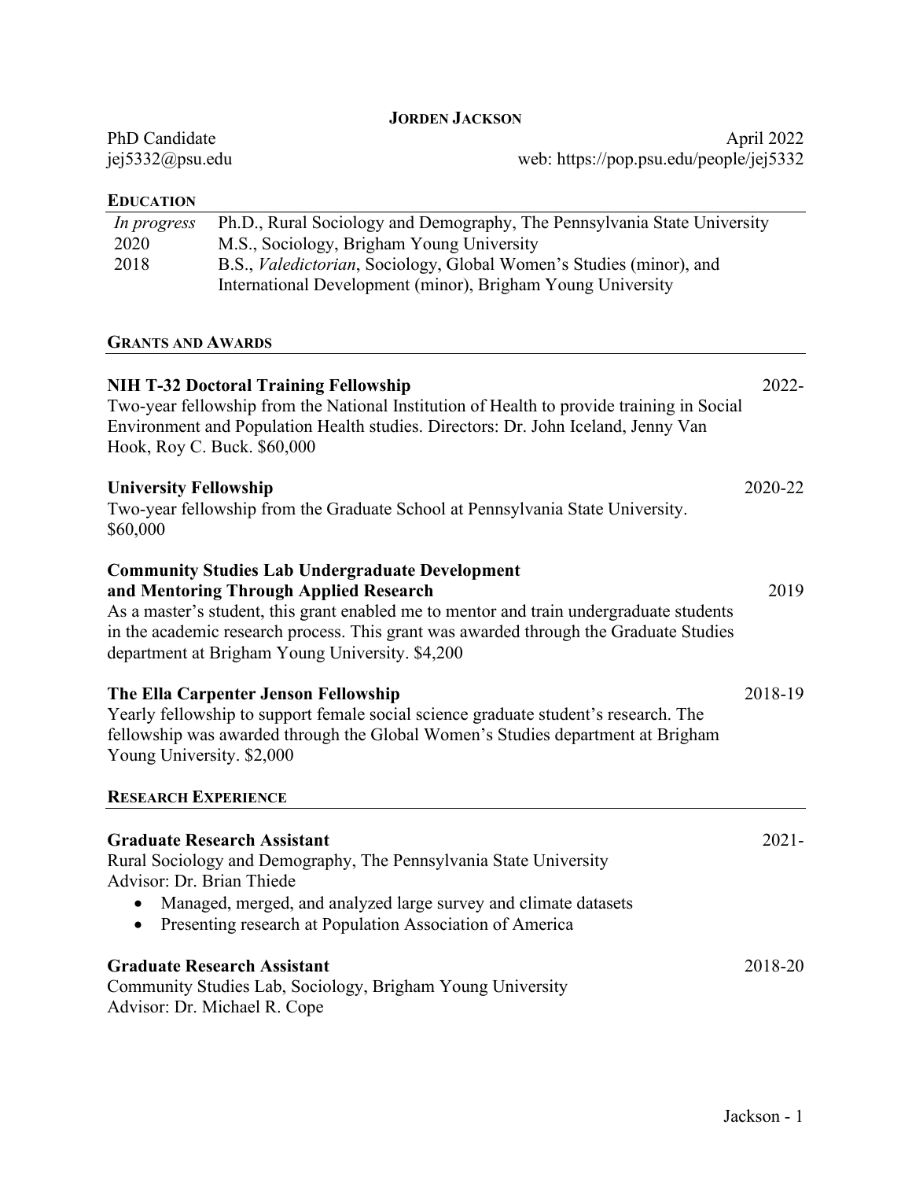# JORDEN JACKSON

PhD Candidate — April 2022

jej5332@psu.edu — web: https://pop.psu.edu/people/jej5332

## EDUCATION

| | |
|---|---|
| *In progress* | Ph.D., Rural Sociology and Demography, The Pennsylvania State University |
| 2020 | M.S., Sociology, Brigham Young University |
| 2018 | B.S., *Valedictorian*, Sociology, Global Women's Studies (minor), and International Development (minor), Brigham Young University |

## GRANTS AND AWARDS

**NIH T-32 Doctoral Training Fellowship** — 2022-

Two-year fellowship from the National Institution of Health to provide training in Social Environment and Population Health studies. Directors: Dr. John Iceland, Jenny Van Hook, Roy C. Buck. $60,000

**University Fellowship** — 2020-22

Two-year fellowship from the Graduate School at Pennsylvania State University. $60,000

**Community Studies Lab Undergraduate Development and Mentoring Through Applied Research** — 2019

As a master's student, this grant enabled me to mentor and train undergraduate students in the academic research process. This grant was awarded through the Graduate Studies department at Brigham Young University. $4,200

**The Ella Carpenter Jenson Fellowship** — 2018-19

Yearly fellowship to support female social science graduate student's research. The fellowship was awarded through the Global Women's Studies department at Brigham Young University. $2,000

## RESEARCH EXPERIENCE

**Graduate Research Assistant** — 2021-

Rural Sociology and Demography, The Pennsylvania State University

Advisor: Dr. Brian Thiede

- Managed, merged, and analyzed large survey and climate datasets
- Presenting research at Population Association of America

**Graduate Research Assistant** — 2018-20

Community Studies Lab, Sociology, Brigham Young University

Advisor: Dr. Michael R. Cope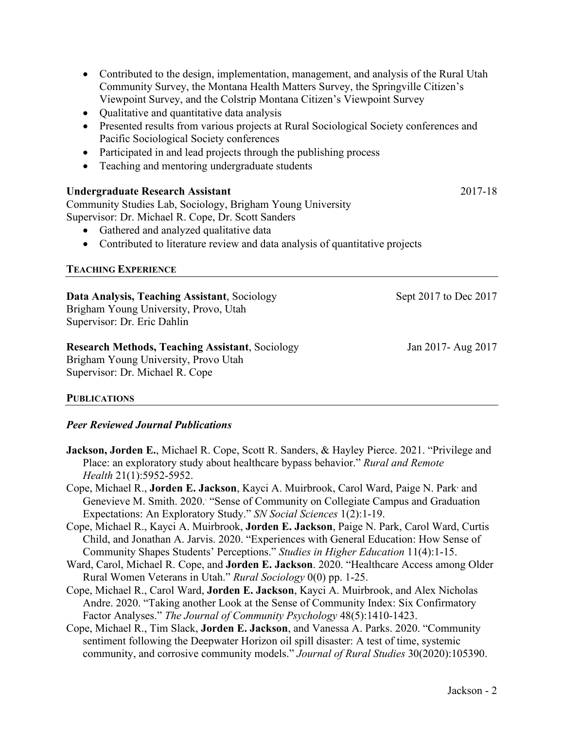- Contributed to the design, implementation, management, and analysis of the Rural Utah Community Survey, the Montana Health Matters Survey, the Springville Citizen's Viewpoint Survey, and the Colstrip Montana Citizen's Viewpoint Survey
- Qualitative and quantitative data analysis
- Presented results from various projects at Rural Sociological Society conferences and Pacific Sociological Society conferences
- Participated in and lead projects through the publishing process
- Teaching and mentoring undergraduate students

**Undergraduate Research Assistant** 2017-18
Community Studies Lab, Sociology, Brigham Young University
Supervisor: Dr. Michael R. Cope, Dr. Scott Sanders

- Gathered and analyzed qualitative data
- Contributed to literature review and data analysis of quantitative projects

## TEACHING EXPERIENCE

**Data Analysis, Teaching Assistant**, Sociology Sept 2017 to Dec 2017
Brigham Young University, Provo, Utah
Supervisor: Dr. Eric Dahlin

**Research Methods, Teaching Assistant**, Sociology Jan 2017- Aug 2017
Brigham Young University, Provo Utah
Supervisor: Dr. Michael R. Cope

## PUBLICATIONS

### *Peer Reviewed Journal Publications*

**Jackson, Jorden E.**, Michael R. Cope, Scott R. Sanders, & Hayley Pierce. 2021. "Privilege and Place: an exploratory study about healthcare bypass behavior." *Rural and Remote Health* 21(1):5952-5952.

Cope, Michael R., **Jorden E. Jackson**, Kayci A. Muirbrook, Carol Ward, Paige N. Park, and Genevieve M. Smith. 2020. "Sense of Community on Collegiate Campus and Graduation Expectations: An Exploratory Study." *SN Social Sciences* 1(2):1-19.

Cope, Michael R., Kayci A. Muirbrook, **Jorden E. Jackson**, Paige N. Park, Carol Ward, Curtis Child, and Jonathan A. Jarvis. 2020. "Experiences with General Education: How Sense of Community Shapes Students' Perceptions." *Studies in Higher Education* 11(4):1-15.

Ward, Carol, Michael R. Cope, and **Jorden E. Jackson**. 2020. "Healthcare Access among Older Rural Women Veterans in Utah." *Rural Sociology* 0(0) pp. 1-25.

Cope, Michael R., Carol Ward, **Jorden E. Jackson**, Kayci A. Muirbrook, and Alex Nicholas Andre. 2020. "Taking another Look at the Sense of Community Index: Six Confirmatory Factor Analyses." *The Journal of Community Psychology* 48(5):1410-1423.

Cope, Michael R., Tim Slack, **Jorden E. Jackson**, and Vanessa A. Parks. 2020. "Community sentiment following the Deepwater Horizon oil spill disaster: A test of time, systemic community, and corrosive community models." *Journal of Rural Studies* 30(2020):105390.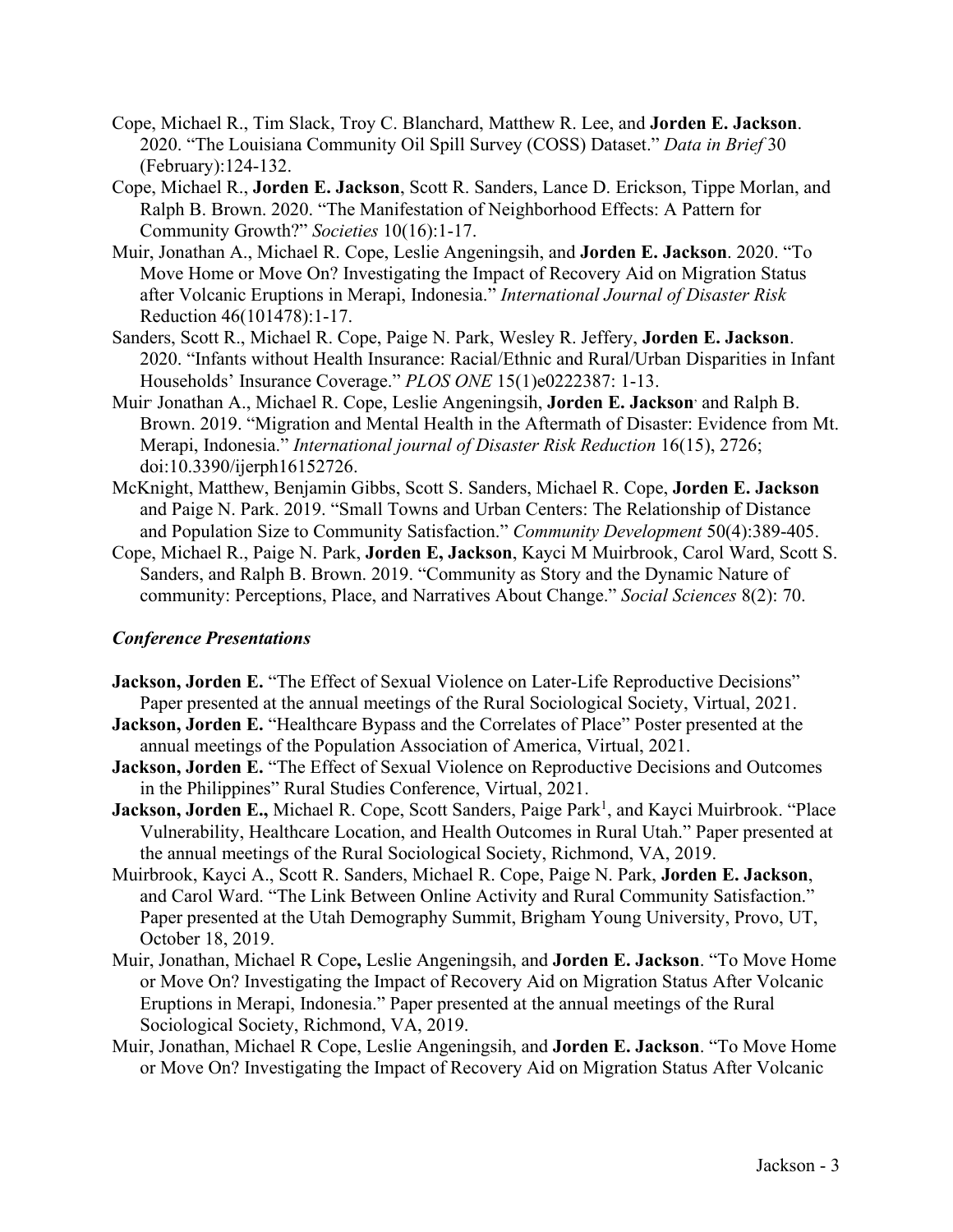Cope, Michael R., Tim Slack, Troy C. Blanchard, Matthew R. Lee, and **Jorden E. Jackson**. 2020. "The Louisiana Community Oil Spill Survey (COSS) Dataset." *Data in Brief* 30 (February):124-132.

Cope, Michael R., **Jorden E. Jackson**, Scott R. Sanders, Lance D. Erickson, Tippe Morlan, and Ralph B. Brown. 2020. "The Manifestation of Neighborhood Effects: A Pattern for Community Growth?" *Societies* 10(16):1-17.

Muir, Jonathan A., Michael R. Cope, Leslie Angeningsih, and **Jorden E. Jackson**. 2020. "To Move Home or Move On? Investigating the Impact of Recovery Aid on Migration Status after Volcanic Eruptions in Merapi, Indonesia." *International Journal of Disaster Risk* Reduction 46(101478):1-17.

Sanders, Scott R., Michael R. Cope, Paige N. Park, Wesley R. Jeffery, **Jorden E. Jackson**. 2020. "Infants without Health Insurance: Racial/Ethnic and Rural/Urban Disparities in Infant Households' Insurance Coverage." *PLOS ONE* 15(1)e0222387: 1-13.

Muir, Jonathan A., Michael R. Cope, Leslie Angeningsih, **Jorden E. Jackson**, and Ralph B. Brown. 2019. "Migration and Mental Health in the Aftermath of Disaster: Evidence from Mt. Merapi, Indonesia." *International journal of Disaster Risk Reduction* 16(15), 2726; doi:10.3390/ijerph16152726.

McKnight, Matthew, Benjamin Gibbs, Scott S. Sanders, Michael R. Cope, **Jorden E. Jackson** and Paige N. Park. 2019. "Small Towns and Urban Centers: The Relationship of Distance and Population Size to Community Satisfaction." *Community Development* 50(4):389-405.

Cope, Michael R., Paige N. Park, **Jorden E, Jackson**, Kayci M Muirbrook, Carol Ward, Scott S. Sanders, and Ralph B. Brown. 2019. "Community as Story and the Dynamic Nature of community: Perceptions, Place, and Narratives About Change." *Social Sciences* 8(2): 70.

### *Conference Presentations*

**Jackson, Jorden E.** "The Effect of Sexual Violence on Later-Life Reproductive Decisions" Paper presented at the annual meetings of the Rural Sociological Society, Virtual, 2021.

**Jackson, Jorden E.** "Healthcare Bypass and the Correlates of Place" Poster presented at the annual meetings of the Population Association of America, Virtual, 2021.

**Jackson, Jorden E.** "The Effect of Sexual Violence on Reproductive Decisions and Outcomes in the Philippines" Rural Studies Conference, Virtual, 2021.

**Jackson, Jorden E.,** Michael R. Cope, Scott Sanders, Paige Park[1], and Kayci Muirbrook. "Place Vulnerability, Healthcare Location, and Health Outcomes in Rural Utah." Paper presented at the annual meetings of the Rural Sociological Society, Richmond, VA, 2019.

Muirbrook, Kayci A., Scott R. Sanders, Michael R. Cope, Paige N. Park, **Jorden E. Jackson**, and Carol Ward. "The Link Between Online Activity and Rural Community Satisfaction." Paper presented at the Utah Demography Summit, Brigham Young University, Provo, UT, October 18, 2019.

Muir, Jonathan, Michael R Cope**,** Leslie Angeningsih, and **Jorden E. Jackson**. "To Move Home or Move On? Investigating the Impact of Recovery Aid on Migration Status After Volcanic Eruptions in Merapi, Indonesia." Paper presented at the annual meetings of the Rural Sociological Society, Richmond, VA, 2019.

Muir, Jonathan, Michael R Cope, Leslie Angeningsih, and **Jorden E. Jackson**. "To Move Home or Move On? Investigating the Impact of Recovery Aid on Migration Status After Volcanic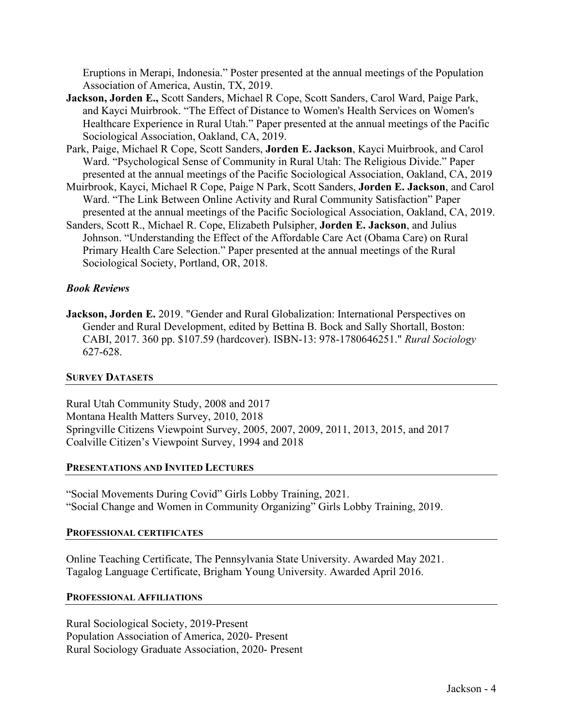Eruptions in Merapi, Indonesia." Poster presented at the annual meetings of the Population Association of America, Austin, TX, 2019.

**Jackson, Jorden E.,** Scott Sanders, Michael R Cope, Scott Sanders, Carol Ward, Paige Park, and Kayci Muirbrook. "The Effect of Distance to Women's Health Services on Women's Healthcare Experience in Rural Utah." Paper presented at the annual meetings of the Pacific Sociological Association, Oakland, CA, 2019.

Park, Paige, Michael R Cope, Scott Sanders, **Jorden E. Jackson**, Kayci Muirbrook, and Carol Ward. "Psychological Sense of Community in Rural Utah: The Religious Divide." Paper presented at the annual meetings of the Pacific Sociological Association, Oakland, CA, 2019

Muirbrook, Kayci, Michael R Cope, Paige N Park, Scott Sanders, **Jorden E. Jackson**, and Carol Ward. "The Link Between Online Activity and Rural Community Satisfaction" Paper presented at the annual meetings of the Pacific Sociological Association, Oakland, CA, 2019.

Sanders, Scott R., Michael R. Cope, Elizabeth Pulsipher, **Jorden E. Jackson**, and Julius Johnson. "Understanding the Effect of the Affordable Care Act (Obama Care) on Rural Primary Health Care Selection." Paper presented at the annual meetings of the Rural Sociological Society, Portland, OR, 2018.

### *Book Reviews*

**Jackson, Jorden E.** 2019. "Gender and Rural Globalization: International Perspectives on Gender and Rural Development, edited by Bettina B. Bock and Sally Shortall, Boston: CABI, 2017. 360 pp. $107.59 (hardcover). ISBN-13: 978-1780646251." *Rural Sociology* 627-628.

## SURVEY DATASETS

Rural Utah Community Study, 2008 and 2017
Montana Health Matters Survey, 2010, 2018
Springville Citizens Viewpoint Survey, 2005, 2007, 2009, 2011, 2013, 2015, and 2017
Coalville Citizen's Viewpoint Survey, 1994 and 2018

## PRESENTATIONS AND INVITED LECTURES

"Social Movements During Covid" Girls Lobby Training, 2021.
"Social Change and Women in Community Organizing" Girls Lobby Training, 2019.

## PROFESSIONAL CERTIFICATES

Online Teaching Certificate, The Pennsylvania State University. Awarded May 2021.
Tagalog Language Certificate, Brigham Young University. Awarded April 2016.

## PROFESSIONAL AFFILIATIONS

Rural Sociological Society, 2019-Present
Population Association of America, 2020- Present
Rural Sociology Graduate Association, 2020- Present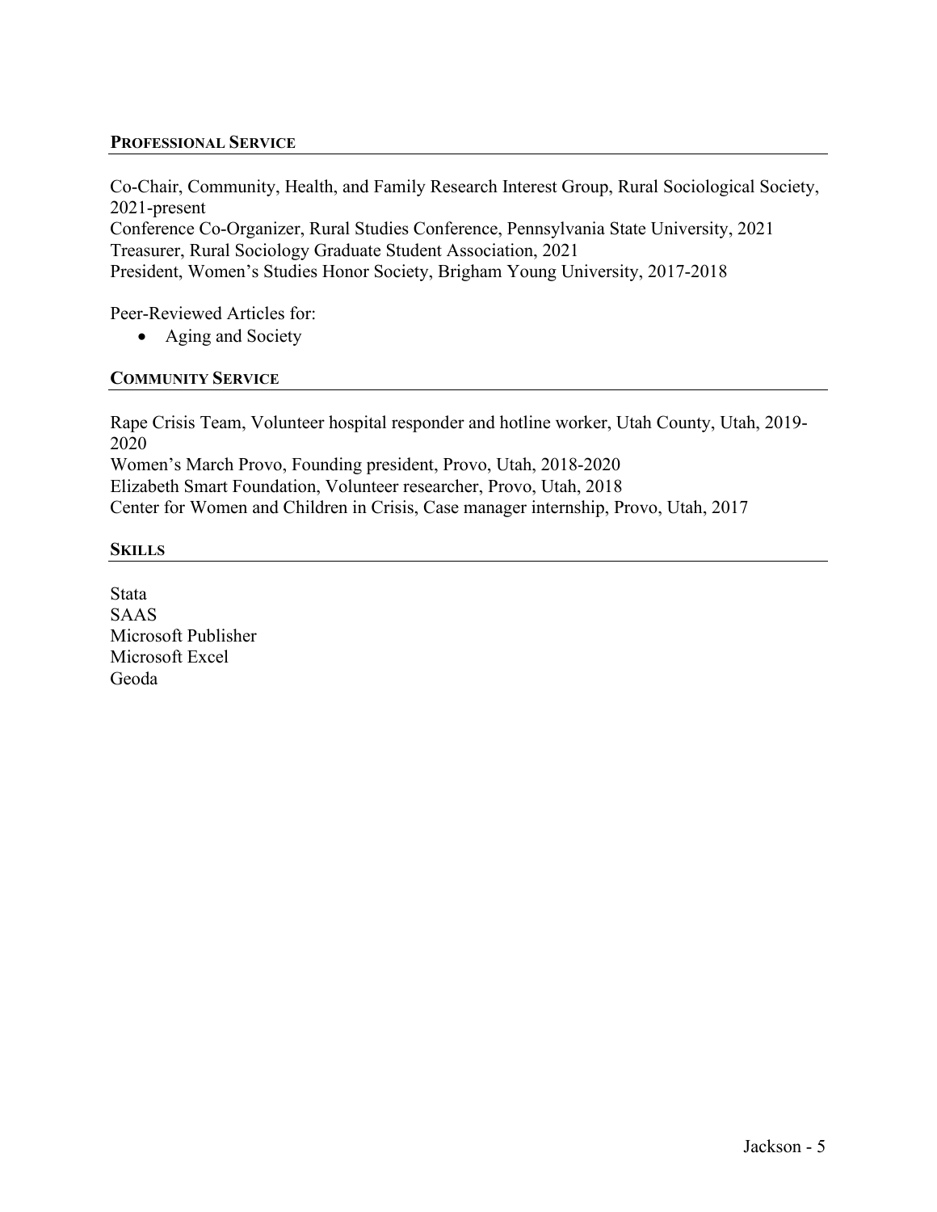## PROFESSIONAL SERVICE

Co-Chair, Community, Health, and Family Research Interest Group, Rural Sociological Society, 2021-present

Conference Co-Organizer, Rural Studies Conference, Pennsylvania State University, 2021

Treasurer, Rural Sociology Graduate Student Association, 2021

President, Women's Studies Honor Society, Brigham Young University, 2017-2018

Peer-Reviewed Articles for:

- Aging and Society

## COMMUNITY SERVICE

Rape Crisis Team, Volunteer hospital responder and hotline worker, Utah County, Utah, 2019-2020

Women's March Provo, Founding president, Provo, Utah, 2018-2020

Elizabeth Smart Foundation, Volunteer researcher, Provo, Utah, 2018

Center for Women and Children in Crisis, Case manager internship, Provo, Utah, 2017

## SKILLS

Stata  
SAAS  
Microsoft Publisher  
Microsoft Excel  
Geoda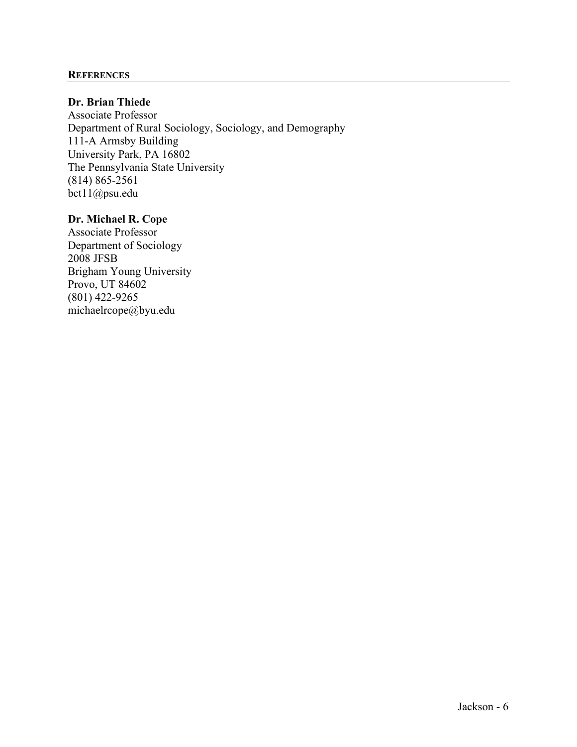## REFERENCES

**Dr. Brian Thiede**
Associate Professor
Department of Rural Sociology, Sociology, and Demography
111-A Armsby Building
University Park, PA 16802
The Pennsylvania State University
(814) 865-2561
bct11@psu.edu

**Dr. Michael R. Cope**
Associate Professor
Department of Sociology
2008 JFSB
Brigham Young University
Provo, UT 84602
(801) 422-9265
michaelrcope@byu.edu